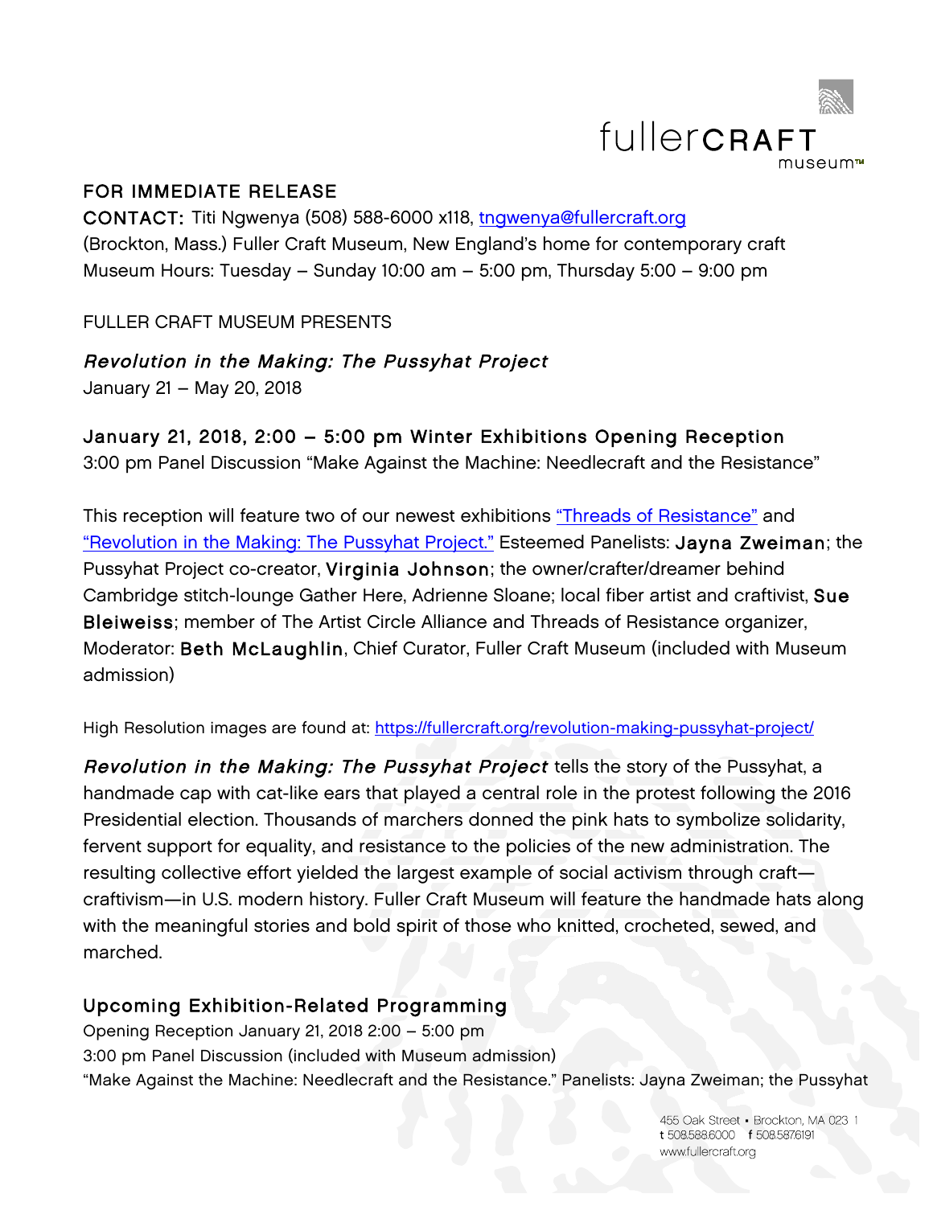**FOR IMMEDIATE RELEASE**
**CONTACT:** Titi Ngwenya (508) 588-6000 x118, [tngwenya@fullercraft.org](mailto:tngwenya@fullercraft.org)
(Brockton, Mass.) Fuller Craft Museum, New England's home for contemporary craft
Museum Hours: Tuesday – Sunday 10:00 am – 5:00 pm, Thursday 5:00 – 9:00 pm

FULLER CRAFT MUSEUM PRESENTS

***Revolution in the Making: The Pussyhat Project***
January 21 – May 20, 2018

**January 21, 2018, 2:00 – 5:00 pm Winter Exhibitions Opening Reception**
3:00 pm Panel Discussion "Make Against the Machine: Needlecraft and the Resistance"

This reception will feature two of our newest exhibitions "Threads of Resistance" and "Revolution in the Making: The Pussyhat Project." Esteemed Panelists: **Jayna Zweiman**; the Pussyhat Project co-creator, **Virginia Johnson**; the owner/crafter/dreamer behind Cambridge stitch-lounge Gather Here, Adrienne Sloane; local fiber artist and craftivist, **Sue Bleiweiss**; member of The Artist Circle Alliance and Threads of Resistance organizer, Moderator: **Beth McLaughlin**, Chief Curator, Fuller Craft Museum (included with Museum admission)

High Resolution images are found at: https://fullercraft.org/revolution-making-pussyhat-project/

***Revolution in the Making: The Pussyhat Project*** tells the story of the Pussyhat, a handmade cap with cat-like ears that played a central role in the protest following the 2016 Presidential election. Thousands of marchers donned the pink hats to symbolize solidarity, fervent support for equality, and resistance to the policies of the new administration. The resulting collective effort yielded the largest example of social activism through craft—craftivism—in U.S. modern history. Fuller Craft Museum will feature the handmade hats along with the meaningful stories and bold spirit of those who knitted, crocheted, sewed, and marched.

## Upcoming Exhibition-Related Programming

Opening Reception January 21, 2018 2:00 – 5:00 pm
3:00 pm Panel Discussion (included with Museum admission)
"Make Against the Machine: Needlecraft and the Resistance." Panelists: Jayna Zweiman; the Pussyhat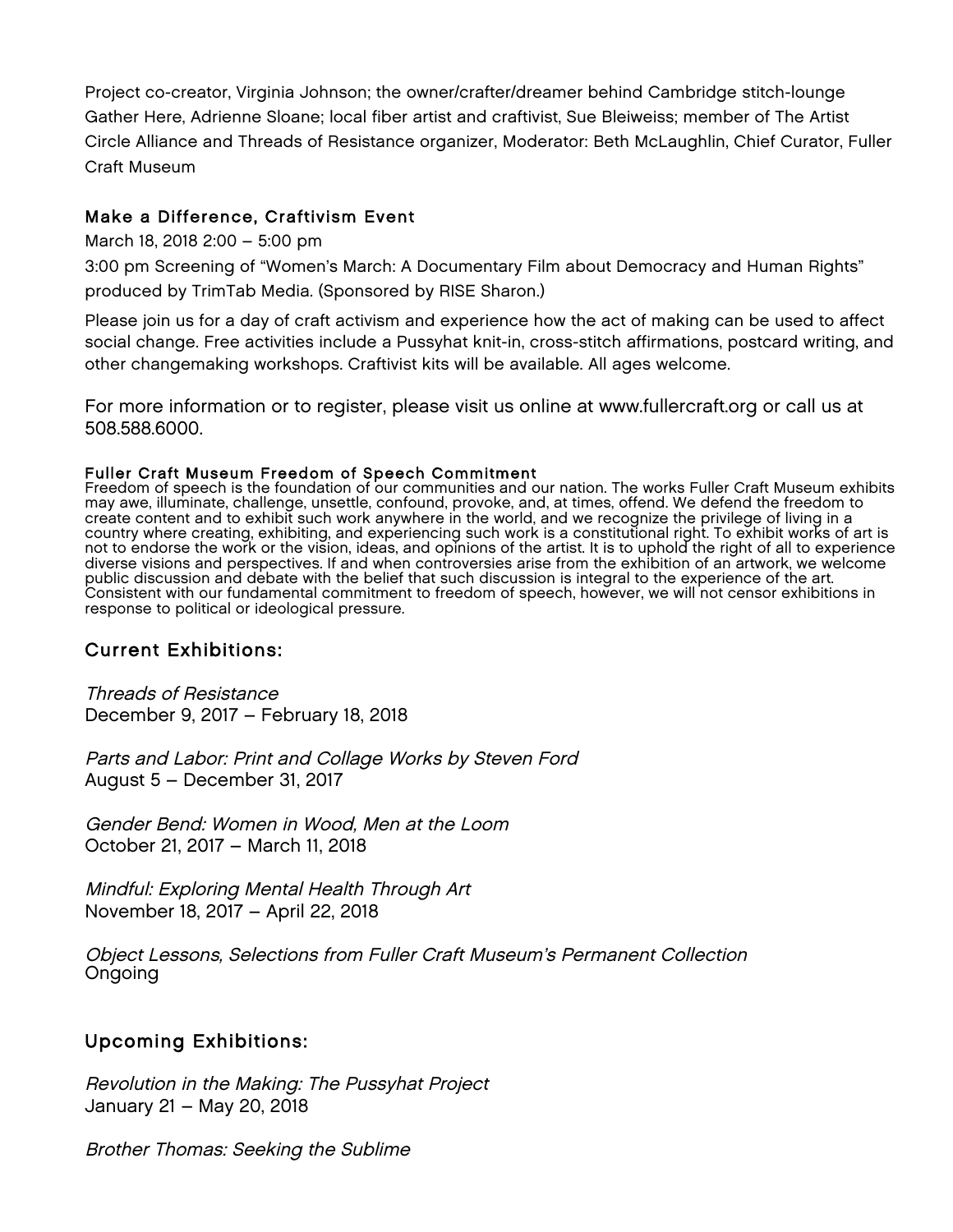Project co-creator, Virginia Johnson; the owner/crafter/dreamer behind Cambridge stitch-lounge Gather Here, Adrienne Sloane; local fiber artist and craftivist, Sue Bleiweiss; member of The Artist Circle Alliance and Threads of Resistance organizer, Moderator: Beth McLaughlin, Chief Curator, Fuller Craft Museum

### Make a Difference, Craftivism Event

March 18, 2018 2:00 – 5:00 pm

3:00 pm Screening of "Women's March: A Documentary Film about Democracy and Human Rights" produced by TrimTab Media. (Sponsored by RISE Sharon.)

Please join us for a day of craft activism and experience how the act of making can be used to affect social change. Free activities include a Pussyhat knit-in, cross-stitch affirmations, postcard writing, and other changemaking workshops. Craftivist kits will be available. All ages welcome.

For more information or to register, please visit us online at www.fullercraft.org or call us at 508.588.6000.

**Fuller Craft Museum Freedom of Speech Commitment**

Freedom of speech is the foundation of our communities and our nation. The works Fuller Craft Museum exhibits may awe, illuminate, challenge, unsettle, confound, provoke, and, at times, offend. We defend the freedom to create content and to exhibit such work anywhere in the world, and we recognize the privilege of living in a country where creating, exhibiting, and experiencing such work is a constitutional right. To exhibit works of art is not to endorse the work or the vision, ideas, and opinions of the artist. It is to uphold the right of all to experience diverse visions and perspectives. If and when controversies arise from the exhibition of an artwork, we welcome public discussion and debate with the belief that such discussion is integral to the experience of the art. Consistent with our fundamental commitment to freedom of speech, however, we will not censor exhibitions in response to political or ideological pressure.

## Current Exhibitions:

*Threads of Resistance*
December 9, 2017 – February 18, 2018

*Parts and Labor: Print and Collage Works by Steven Ford*
August 5 – December 31, 2017

*Gender Bend: Women in Wood, Men at the Loom*
October 21, 2017 – March 11, 2018

*Mindful: Exploring Mental Health Through Art*
November 18, 2017 – April 22, 2018

*Object Lessons, Selections from Fuller Craft Museum's Permanent Collection*
Ongoing

## Upcoming Exhibitions:

*Revolution in the Making: The Pussyhat Project*
January 21 – May 20, 2018

*Brother Thomas: Seeking the Sublime*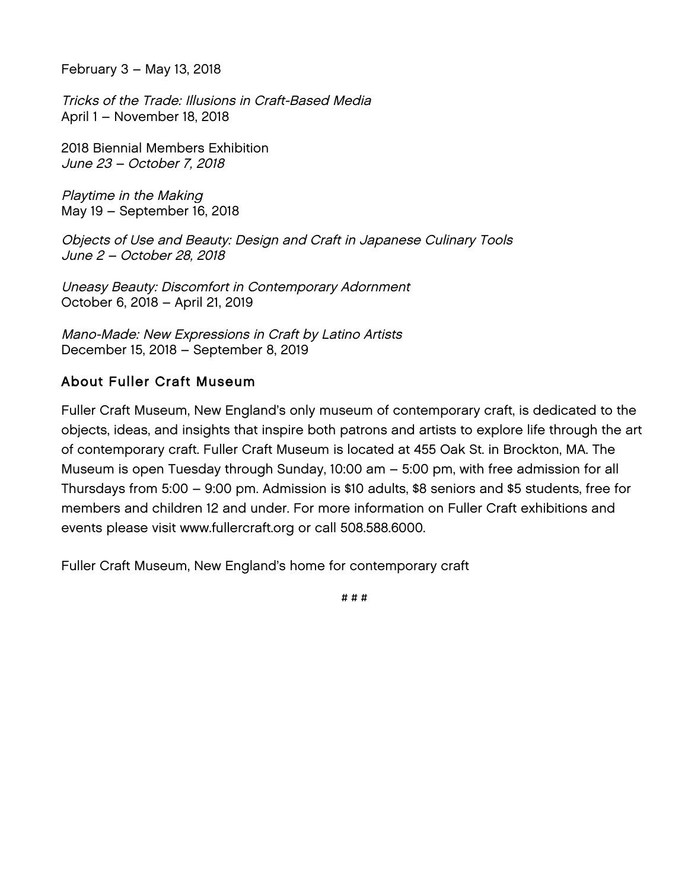February 3 – May 13, 2018

*Tricks of the Trade: Illusions in Craft-Based Media*
April 1 – November 18, 2018

2018 Biennial Members Exhibition
*June 23 – October 7, 2018*

*Playtime in the Making*
May 19 – September 16, 2018

*Objects of Use and Beauty: Design and Craft in Japanese Culinary Tools*
*June 2 – October 28, 2018*

*Uneasy Beauty: Discomfort in Contemporary Adornment*
October 6, 2018 – April 21, 2019

*Mano-Made: New Expressions in Craft by Latino Artists*
December 15, 2018 – September 8, 2019

## About Fuller Craft Museum

Fuller Craft Museum, New England's only museum of contemporary craft, is dedicated to the objects, ideas, and insights that inspire both patrons and artists to explore life through the art of contemporary craft. Fuller Craft Museum is located at 455 Oak St. in Brockton, MA. The Museum is open Tuesday through Sunday, 10:00 am – 5:00 pm, with free admission for all Thursdays from 5:00 – 9:00 pm. Admission is $10 adults, $8 seniors and $5 students, free for members and children 12 and under. For more information on Fuller Craft exhibitions and events please visit www.fullercraft.org or call 508.588.6000.

Fuller Craft Museum, New England's home for contemporary craft

# # #